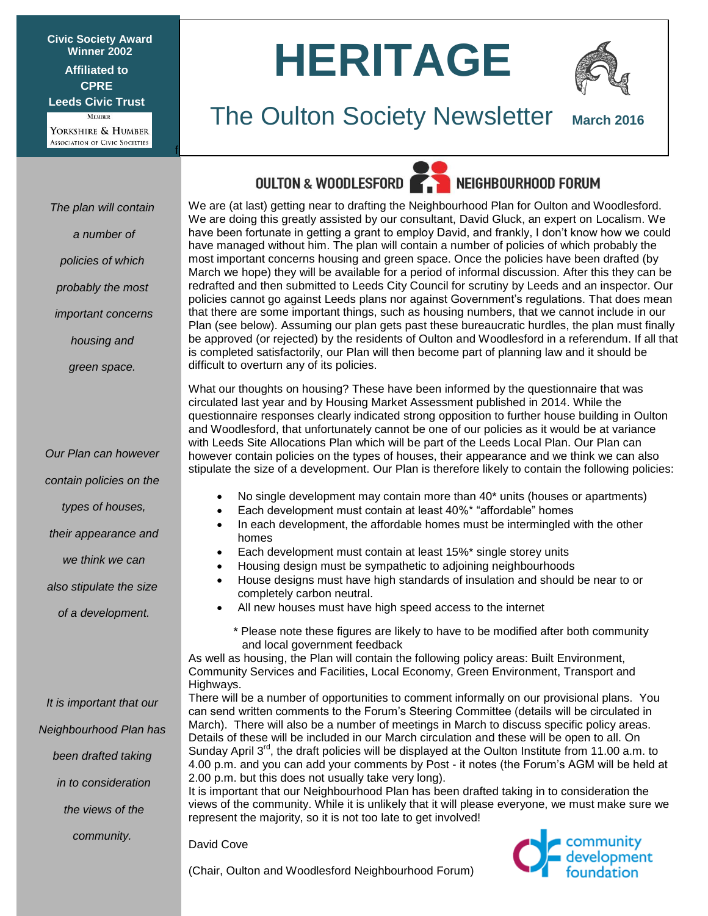Civic Society Award Winner 2002

Affiliated to CPRE

Leeds Civic Trust

MEMBER YORKSHIRE & HUMBER ASSOCIATION OF CIVIC SOCIETIES

# HERITAGE

## The Oulton Society Newsletter

**March 2016**

## OULTON & WOODLESFORD NEIGHBOURHOOD FORUM

*The plan will contain a number of policies of which probably the most important concerns housing and green space.*

We are (at last) getting near to drafting the Neighbourhood Plan for Oulton and Woodlesford. We are doing this greatly assisted by our consultant, David Gluck, an expert on Localism. We have been fortunate in getting a grant to employ David, and frankly, I don't know how we could have managed without him. The plan will contain a number of policies of which probably the most important concerns housing and green space. Once the policies have been drafted (by March we hope) they will be available for a period of informal discussion. After this they can be redrafted and then submitted to Leeds City Council for scrutiny by Leeds and an inspector. Our policies cannot go against Leeds plans nor against Government's regulations. That does mean that there are some important things, such as housing numbers, that we cannot include in our Plan (see below). Assuming our plan gets past these bureaucratic hurdles, the plan must finally be approved (or rejected) by the residents of Oulton and Woodlesford in a referendum. If all that is completed satisfactorily, our Plan will then become part of planning law and it should be difficult to overturn any of its policies.

*Our Plan can however contain policies on the types of houses, their appearance and we think we can also stipulate the size of a development.*

What our thoughts on housing? These have been informed by the questionnaire that was circulated last year and by Housing Market Assessment published in 2014. While the questionnaire responses clearly indicated strong opposition to further house building in Oulton and Woodlesford, that unfortunately cannot be one of our policies as it would be at variance with Leeds Site Allocations Plan which will be part of the Leeds Local Plan. Our Plan can however contain policies on the types of houses, their appearance and we think we can also stipulate the size of a development. Our Plan is therefore likely to contain the following policies:

- No single development may contain more than 40* units (houses or apartments)
- Each development must contain at least 40%* "affordable" homes
- In each development, the affordable homes must be intermingled with the other homes
- Each development must contain at least 15%* single storey units
- Housing design must be sympathetic to adjoining neighbourhoods
- House designs must have high standards of insulation and should be near to or completely carbon neutral.
- All new houses must have high speed access to the internet

\* Please note these figures are likely to have to be modified after both community and local government feedback

As well as housing, the Plan will contain the following policy areas: Built Environment, Community Services and Facilities, Local Economy, Green Environment, Transport and Highways.

*It is important that our Neighbourhood Plan has been drafted taking in to consideration the views of the community.*

There will be a number of opportunities to comment informally on our provisional plans. You can send written comments to the Forum's Steering Committee (details will be circulated in March). There will also be a number of meetings in March to discuss specific policy areas. Details of these will be included in our March circulation and these will be open to all. On Sunday April 3rd, the draft policies will be displayed at the Oulton Institute from 11.00 a.m. to 4.00 p.m. and you can add your comments by Post - it notes (the Forum's AGM will be held at 2.00 p.m. but this does not usually take very long).

It is important that our Neighbourhood Plan has been drafted taking in to consideration the views of the community. While it is unlikely that it will please everyone, we must make sure we represent the majority, so it is not too late to get involved!

David Cove

(Chair, Oulton and Woodlesford Neighbourhood Forum)

community development foundation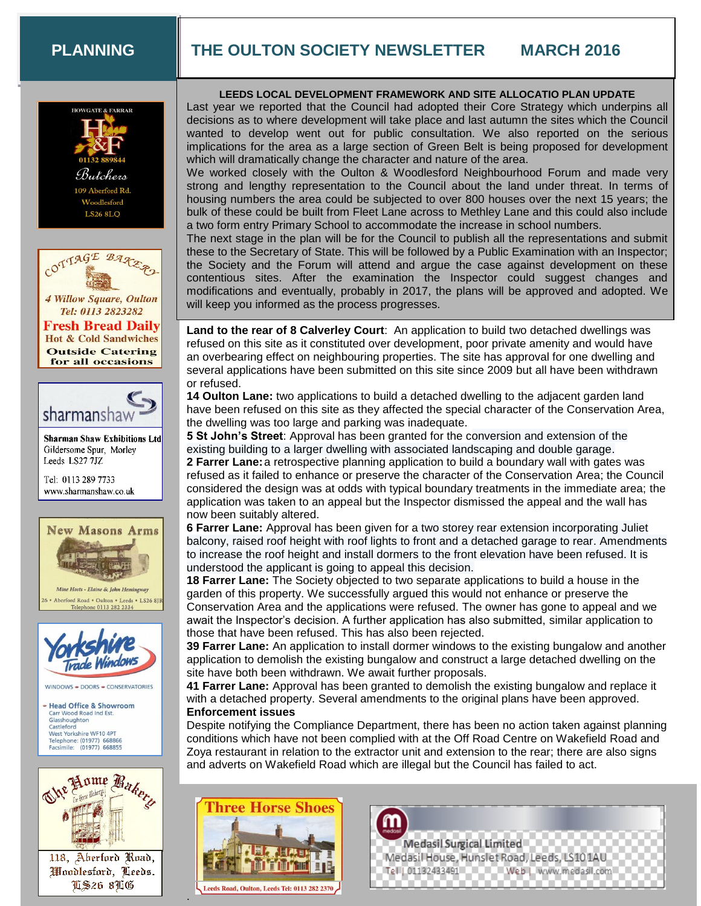# PLANNING

## THE OULTON SOCIETY NEWSLETTER MARCH 2016

### LEEDS LOCAL DEVELOPMENT FRAMEWORK AND SITE ALLOCATIO PLAN UPDATE

Last year we reported that the Council had adopted their Core Strategy which underpins all decisions as to where development will take place and last autumn the sites which the Council wanted to develop went out for public consultation. We also reported on the serious implications for the area as a large section of Green Belt is being proposed for development which will dramatically change the character and nature of the area.

We worked closely with the Oulton & Woodlesford Neighbourhood Forum and made very strong and lengthy representation to the Council about the land under threat. In terms of housing numbers the area could be subjected to over 800 houses over the next 15 years; the bulk of these could be built from Fleet Lane across to Methley Lane and this could also include a two form entry Primary School to accommodate the increase in school numbers.

The next stage in the plan will be for the Council to publish all the representations and submit these to the Secretary of State. This will be followed by a Public Examination with an Inspector; the Society and the Forum will attend and argue the case against development on these contentious sites. After the examination the Inspector could suggest changes and modifications and eventually, probably in 2017, the plans will be approved and adopted. We will keep you informed as the process progresses.

**Land to the rear of 8 Calverley Court**: An application to build two detached dwellings was refused on this site as it constituted over development, poor private amenity and would have an overbearing effect on neighbouring properties. The site has approval for one dwelling and several applications have been submitted on this site since 2009 but all have been withdrawn or refused.

**14 Oulton Lane:** two applications to build a detached dwelling to the adjacent garden land have been refused on this site as they affected the special character of the Conservation Area, the dwelling was too large and parking was inadequate.

**5 St John's Street**: Approval has been granted for the conversion and extension of the existing building to a larger dwelling with associated landscaping and double garage.

**2 Farrer Lane:** a retrospective planning application to build a boundary wall with gates was refused as it failed to enhance or preserve the character of the Conservation Area; the Council considered the design was at odds with typical boundary treatments in the immediate area; the application was taken to an appeal but the Inspector dismissed the appeal and the wall has now been suitably altered.

**6 Farrer Lane:** Approval has been given for a two storey rear extension incorporating Juliet balcony, raised roof height with roof lights to front and a detached garage to rear. Amendments to increase the roof height and install dormers to the front elevation have been refused. It is understood the applicant is going to appeal this decision.

**18 Farrer Lane:** The Society objected to two separate applications to build a house in the garden of this property. We successfully argued this would not enhance or preserve the Conservation Area and the applications were refused. The owner has gone to appeal and we await the Inspector's decision. A further application has also submitted, similar application to those that have been refused. This has also been rejected.

**39 Farrer Lane:** An application to install dormer windows to the existing bungalow and another application to demolish the existing bungalow and construct a large detached dwelling on the site have both been withdrawn. We await further proposals.

**41 Farrer Lane:** Approval has been granted to demolish the existing bungalow and replace it with a detached property. Several amendments to the original plans have been approved.

**Enforcement issues**

Despite notifying the Compliance Department, there has been no action taken against planning conditions which have not been complied with at the Off Road Centre on Wakefield Road and Zoya restaurant in relation to the extractor unit and extension to the rear; there are also signs and adverts on Wakefield Road which are illegal but the Council has failed to act.

---

HOWGATE & FARRAR
H&F
01132 889844
Butchers
109 Aberford Rd.
Woodlesford
LS26 8LQ

COTTAGE BAKERY
4 Willow Square, Oulton
Tel: 0113 2823282
Fresh Bread Daily
Hot & Cold Sandwiches
Outside Catering for all occasions

sharmanshaw
Sharman Shaw Exhibitions Ltd
Gildersome Spur, Morley
Leeds LS27 7JZ
Tel: 0113 289 7733
www.sharmanshaw.co.uk

New Masons Arms
Mine Hosts - Elaine & John Hemingway
26 • Aberford Road • Oulton • Leeds • LS26 8JR
Telephone 0113 282 2334

Yorkshire Trade Windows
WINDOWS • DOORS • CONSERVATORIES
Head Office & Showroom
Carr Wood Road Ind Est.
Glasshoughton
Castleford
West Yorkshire WF10 4PT
Telephone: (01977) 668866
Facsimile: (01977) 668855

The Home Bakery
118, Aberford Road,
Woodlesford, Leeds.
LS26 8LG

Three Horse Shoes
Leeds Road, Oulton, Leeds Tel: 0113 282 2370

Medasil Surgical Limited
Medasil House, Hunslet Road, Leeds, LS10 1AU
Tel | 01132433491 Web | www.medasil.com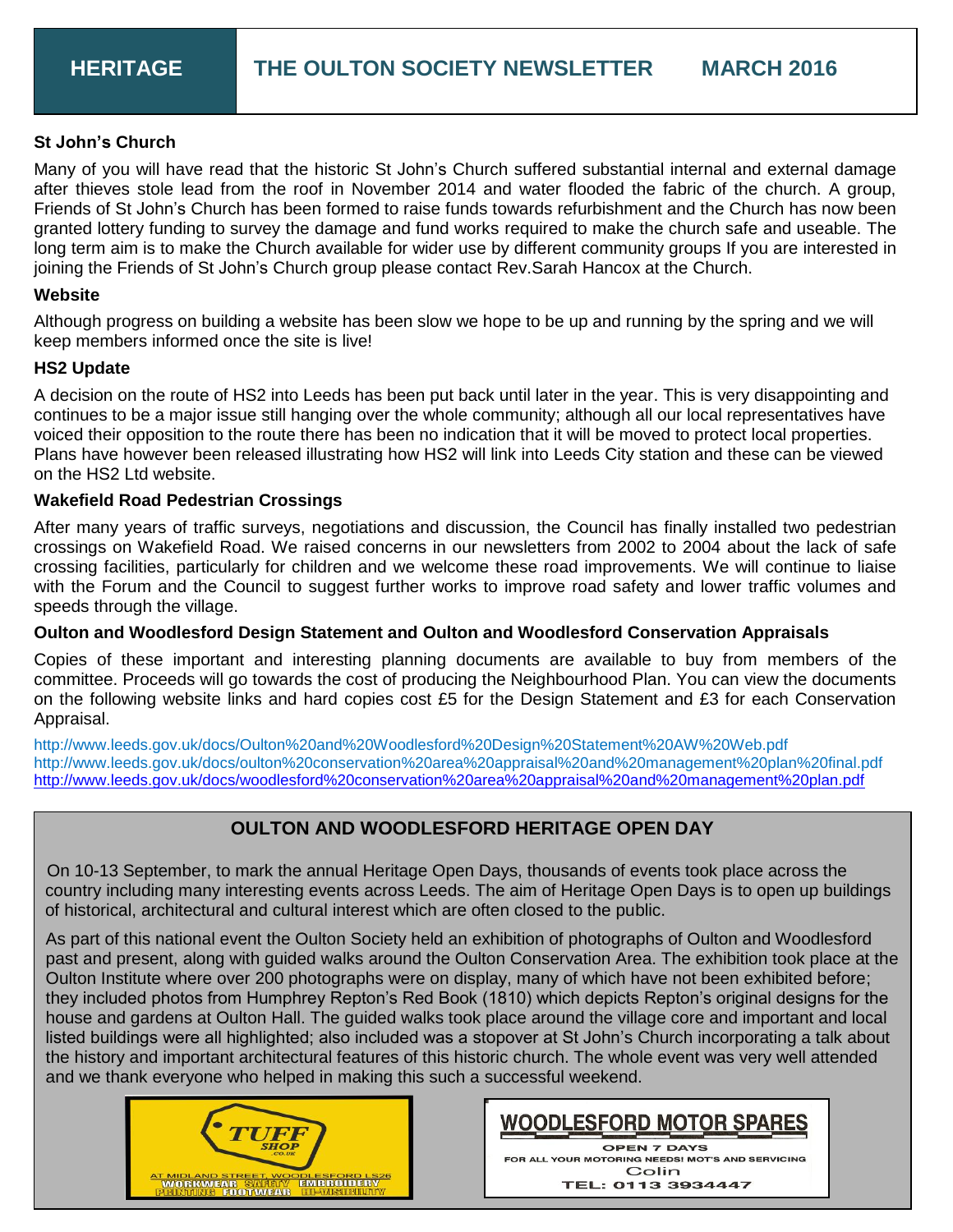**HERITAGE** | **THE OULTON SOCIETY NEWSLETTER** | **MARCH 2016**

### St John's Church

Many of you will have read that the historic St John's Church suffered substantial internal and external damage after thieves stole lead from the roof in November 2014 and water flooded the fabric of the church. A group, Friends of St John's Church has been formed to raise funds towards refurbishment and the Church has now been granted lottery funding to survey the damage and fund works required to make the church safe and useable. The long term aim is to make the Church available for wider use by different community groups If you are interested in joining the Friends of St John's Church group please contact Rev.Sarah Hancox at the Church.

### Website

Although progress on building a website has been slow we hope to be up and running by the spring and we will keep members informed once the site is live!

### HS2 Update

A decision on the route of HS2 into Leeds has been put back until later in the year. This is very disappointing and continues to be a major issue still hanging over the whole community; although all our local representatives have voiced their opposition to the route there has been no indication that it will be moved to protect local properties. Plans have however been released illustrating how HS2 will link into Leeds City station and these can be viewed on the HS2 Ltd website.

### Wakefield Road Pedestrian Crossings

After many years of traffic surveys, negotiations and discussion, the Council has finally installed two pedestrian crossings on Wakefield Road. We raised concerns in our newsletters from 2002 to 2004 about the lack of safe crossing facilities, particularly for children and we welcome these road improvements. We will continue to liaise with the Forum and the Council to suggest further works to improve road safety and lower traffic volumes and speeds through the village.

### Oulton and Woodlesford Design Statement and Oulton and Woodlesford Conservation Appraisals

Copies of these important and interesting planning documents are available to buy from members of the committee. Proceeds will go towards the cost of producing the Neighbourhood Plan. You can view the documents on the following website links and hard copies cost £5 for the Design Statement and £3 for each Conservation Appraisal.

http://www.leeds.gov.uk/docs/Oulton%20and%20Woodlesford%20Design%20Statement%20AW%20Web.pdf
http://www.leeds.gov.uk/docs/oulton%20conservation%20area%20appraisal%20and%20management%20plan%20final.pdf
http://www.leeds.gov.uk/docs/woodlesford%20conservation%20area%20appraisal%20and%20management%20plan.pdf

## OULTON AND WOODLESFORD HERITAGE OPEN DAY

On 10-13 September, to mark the annual Heritage Open Days, thousands of events took place across the country including many interesting events across Leeds. The aim of Heritage Open Days is to open up buildings of historical, architectural and cultural interest which are often closed to the public.

As part of this national event the Oulton Society held an exhibition of photographs of Oulton and Woodlesford past and present, along with guided walks around the Oulton Conservation Area. The exhibition took place at the Oulton Institute where over 200 photographs were on display, many of which have not been exhibited before; they included photos from Humphrey Repton's Red Book (1810) which depicts Repton's original designs for the house and gardens at Oulton Hall. The guided walks took place around the village core and important and local listed buildings were all highlighted; also included was a stopover at St John's Church incorporating a talk about the history and important architectural features of this historic church. The whole event was very well attended and we thank everyone who helped in making this such a successful weekend.

TUFF SHOP .CO.UK
AT MIDLAND STREET, WOODLESFORD LS26
WORKWEAR SAFETY EMBROIDERY
PRINTING FOOTWEAR HI-VISIBILITY

WOODLESFORD MOTOR SPARES
OPEN 7 DAYS
FOR ALL YOUR MOTORING NEEDS! MOT'S AND SERVICING
Colin
TEL: 0113 3934447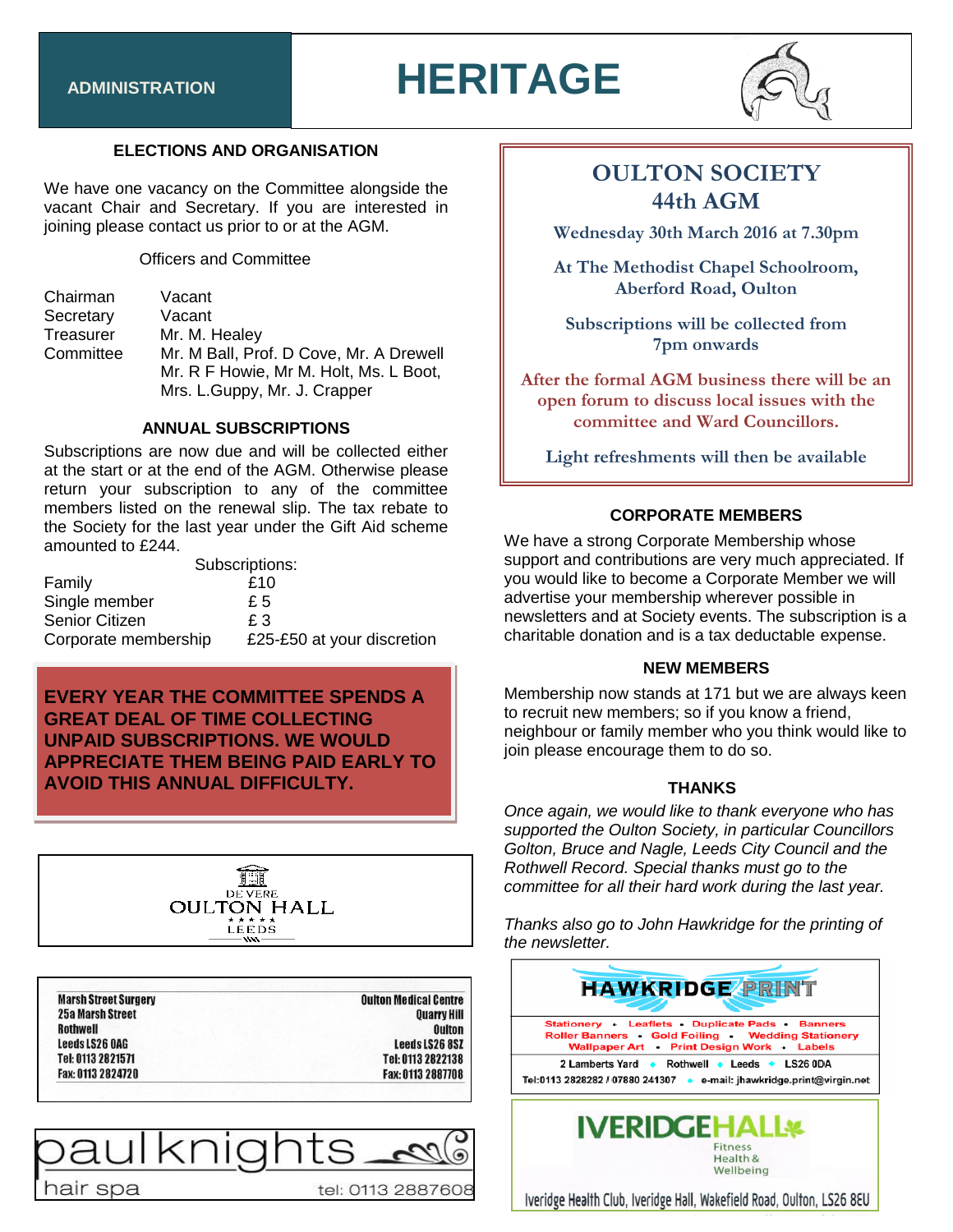ADMINISTRATION

# HERITAGE

## ELECTIONS AND ORGANISATION

We have one vacancy on the Committee alongside the vacant Chair and Secretary. If you are interested in joining please contact us prior to or at the AGM.

Officers and Committee

| | |
|---|---|
| Chairman | Vacant |
| Secretary | Vacant |
| Treasurer | Mr. M. Healey |
| Committee | Mr. M Ball, Prof. D Cove, Mr. A Drewell<br>Mr. R F Howie, Mr M. Holt, Ms. L Boot,<br>Mrs. L.Guppy, Mr. J. Crapper |

## ANNUAL SUBSCRIPTIONS

Subscriptions are now due and will be collected either at the start or at the end of the AGM. Otherwise please return your subscription to any of the committee members listed on the renewal slip. The tax rebate to the Society for the last year under the Gift Aid scheme amounted to £244.

Subscriptions:

| | |
|---|---|
| Family | £10 |
| Single member | £ 5 |
| Senior Citizen | £ 3 |
| Corporate membership | £25-£50 at your discretion |

**EVERY YEAR THE COMMITTEE SPENDS A GREAT DEAL OF TIME COLLECTING UNPAID SUBSCRIPTIONS. WE WOULD APPRECIATE THEM BEING PAID EARLY TO AVOID THIS ANNUAL DIFFICULTY.**

DE VERE
OULTON HALL
LEEDS

Marsh Street Surgery
25a Marsh Street
Rothwell
Leeds LS26 0AG
Tel: 0113 2821571
Fax: 0113 2824720

Oulton Medical Centre
Quarry Hill
Oulton
Leeds LS26 8SZ
Tel: 0113 2822138
Fax: 0113 2887708

paulknights
hair spa
tel: 0113 2887608

## OULTON SOCIETY
## 44th AGM

**Wednesday 30th March 2016 at 7.30pm**

**At The Methodist Chapel Schoolroom, Aberford Road, Oulton**

**Subscriptions will be collected from 7pm onwards**

**After the formal AGM business there will be an open forum to discuss local issues with the committee and Ward Councillors.**

**Light refreshments will then be available**

## CORPORATE MEMBERS

We have a strong Corporate Membership whose support and contributions are very much appreciated. If you would like to become a Corporate Member we will advertise your membership wherever possible in newsletters and at Society events. The subscription is a charitable donation and is a tax deductable expense.

## NEW MEMBERS

Membership now stands at 171 but we are always keen to recruit new members; so if you know a friend, neighbour or family member who you think would like to join please encourage them to do so.

## THANKS

*Once again, we would like to thank everyone who has supported the Oulton Society, in particular Councillors Golton, Bruce and Nagle, Leeds City Council and the Rothwell Record. Special thanks must go to the committee for all their hard work during the last year.*

*Thanks also go to John Hawkridge for the printing of the newsletter.*

HAWKRIDGE PRINT
Stationery • Leaflets • Duplicate Pads • Banners
Roller Banners • Gold Foiling • Wedding Stationery
Wallpaper Art • Print Design Work • Labels
2 Lamberts Yard • Rothwell • Leeds • LS26 0DA
Tel:0113 2828282 / 07880 241307 • e-mail: jhawkridge.print@virgin.net

IVERIDGEHALL
Fitness
Health &
Wellbeing
Iveridge Health Club, Iveridge Hall, Wakefield Road, Oulton, LS26 8EU